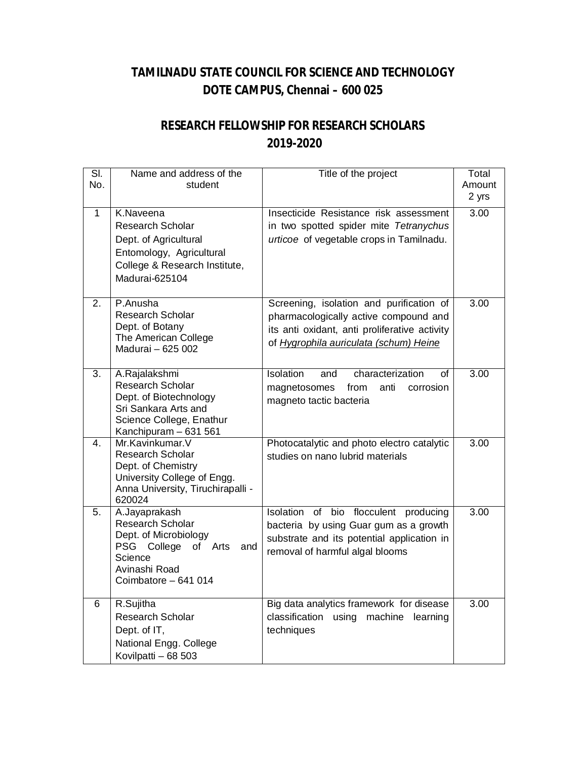# TAMILNADU STATE COUNCIL FOR SCIENCE AND TECHNOLOGY
## DOTE CAMPUS, Chennai – 600 025

## RESEARCH FELLOWSHIP FOR RESEARCH SCHOLARS
## 2019-2020

| Sl. No. | Name and address of the student | Title of the project | Total Amount 2 yrs |
|---|---|---|---|
| 1 | K.Naveena<br>Research Scholar<br>Dept. of Agricultural Entomology, Agricultural College & Research Institute, Madurai-625104 | Insecticide Resistance risk assessment in two spotted spider mite *Tetranychus urticoe* of vegetable crops in Tamilnadu. | 3.00 |
| 2. | P.Anusha<br>Research Scholar<br>Dept. of Botany<br>The American College<br>Madurai – 625 002 | Screening, isolation and purification of pharmacologically active compound and its anti oxidant, anti proliferative activity of *Hygrophila auriculata (schum) Heine* | 3.00 |
| 3. | A.Rajalakshmi<br>Research Scholar<br>Dept. of Biotechnology<br>Sri Sankara Arts and Science College, Enathur<br>Kanchipuram – 631 561 | Isolation and characterization of magnetosomes from anti corrosion magneto tactic bacteria | 3.00 |
| 4. | Mr.Kavinkumar.V<br>Research Scholar<br>Dept. of Chemistry<br>University College of Engg.<br>Anna University, Tiruchirapalli - 620024 | Photocatalytic and photo electro catalytic studies on nano lubrid materials | 3.00 |
| 5. | A.Jayaprakash<br>Research Scholar<br>Dept. of Microbiology<br>PSG College of Arts and Science<br>Avinashi Road<br>Coimbatore – 641 014 | Isolation of bio flocculent producing bacteria by using Guar gum as a growth substrate and its potential application in removal of harmful algal blooms | 3.00 |
| 6 | R.Sujitha<br>Research Scholar<br>Dept. of IT,<br>National Engg. College<br>Kovilpatti – 68 503 | Big data analytics framework for disease classification using machine learning techniques | 3.00 |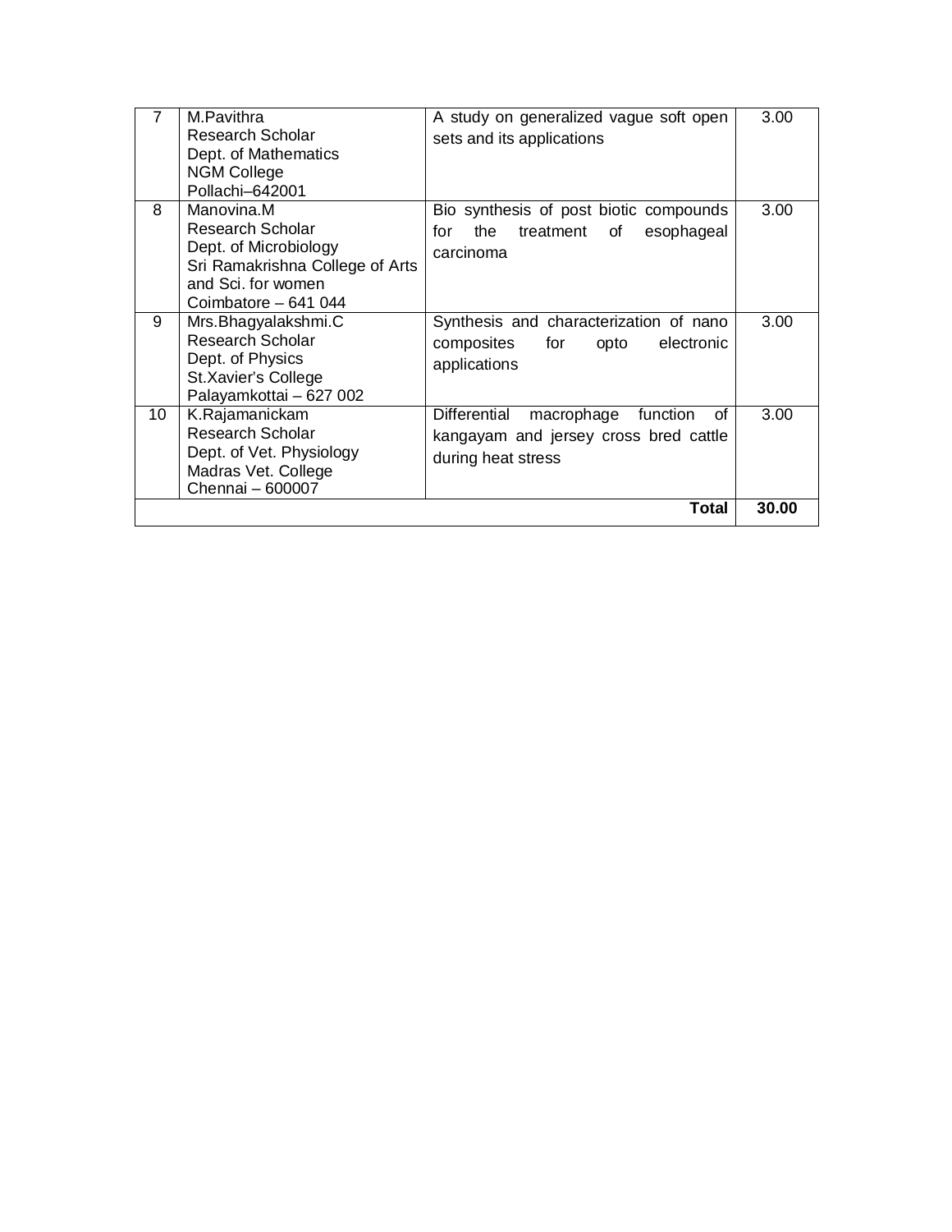| | | | |
|---|---|---|---|
| 7 | M.Pavithra<br>Research Scholar<br>Dept. of Mathematics<br>NGM College<br>Pollachi–642001 | A study on generalized vague soft open sets and its applications | 3.00 |
| 8 | Manovina.M<br>Research Scholar<br>Dept. of Microbiology<br>Sri Ramakrishna College of Arts and Sci. for women<br>Coimbatore – 641 044 | Bio synthesis of post biotic compounds for the treatment of esophageal carcinoma | 3.00 |
| 9 | Mrs.Bhagyalakshmi.C<br>Research Scholar<br>Dept. of Physics<br>St.Xavier's College<br>Palayamkottai – 627 002 | Synthesis and characterization of nano composites for opto electronic applications | 3.00 |
| 10 | K.Rajamanickam<br>Research Scholar<br>Dept. of Vet. Physiology<br>Madras Vet. College<br>Chennai – 600007 | Differential macrophage function of kangayam and jersey cross bred cattle during heat stress | 3.00 |
| | | **Total** | **30.00** |